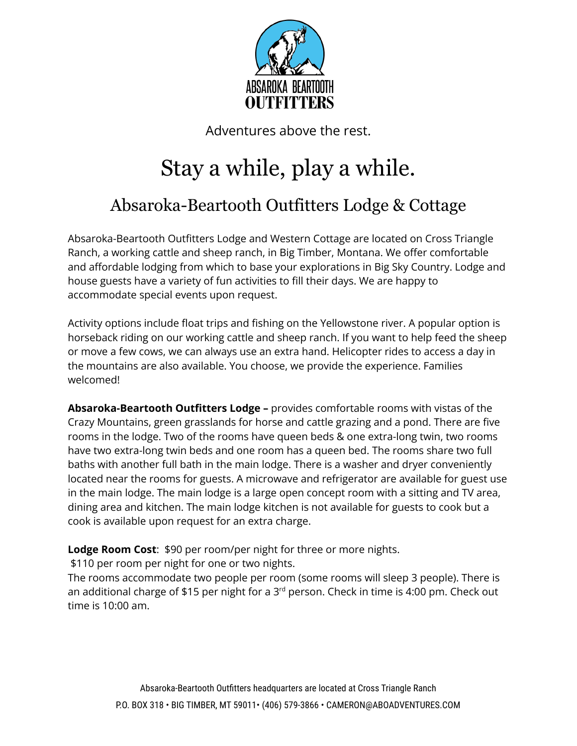ABSAROKA BEARTOOTH
OUTFITTERS

Adventures above the rest.

# Stay a while, play a while.

## Absaroka-Beartooth Outfitters Lodge & Cottage

Absaroka-Beartooth Outfitters Lodge and Western Cottage are located on Cross Triangle Ranch, a working cattle and sheep ranch, in Big Timber, Montana. We offer comfortable and affordable lodging from which to base your explorations in Big Sky Country. Lodge and house guests have a variety of fun activities to fill their days. We are happy to accommodate special events upon request.

Activity options include float trips and fishing on the Yellowstone river. A popular option is horseback riding on our working cattle and sheep ranch. If you want to help feed the sheep or move a few cows, we can always use an extra hand. Helicopter rides to access a day in the mountains are also available. You choose, we provide the experience. Families welcomed!

**Absaroka-Beartooth Outfitters Lodge –** provides comfortable rooms with vistas of the Crazy Mountains, green grasslands for horse and cattle grazing and a pond. There are five rooms in the lodge. Two of the rooms have queen beds & one extra-long twin, two rooms have two extra-long twin beds and one room has a queen bed. The rooms share two full baths with another full bath in the main lodge. There is a washer and dryer conveniently located near the rooms for guests. A microwave and refrigerator are available for guest use in the main lodge. The main lodge is a large open concept room with a sitting and TV area, dining area and kitchen. The main lodge kitchen is not available for guests to cook but a cook is available upon request for an extra charge.

**Lodge Room Cost**: $90 per room/per night for three or more nights.
$110 per room per night for one or two nights.
The rooms accommodate two people per room (some rooms will sleep 3 people). There is an additional charge of $15 per night for a 3rd person. Check in time is 4:00 pm. Check out time is 10:00 am.

Absaroka-Beartooth Outfitters headquarters are located at Cross Triangle Ranch
P.O. BOX 318 • BIG TIMBER, MT 59011• (406) 579-3866 • CAMERON@ABOADVENTURES.COM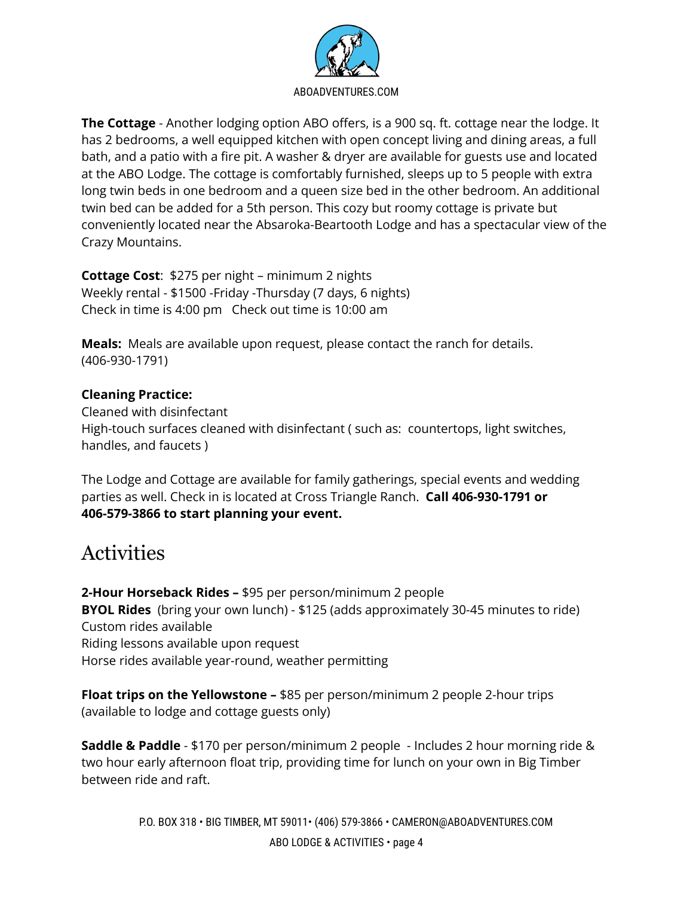**The Cottage** - Another lodging option ABO offers, is a 900 sq. ft. cottage near the lodge. It has 2 bedrooms, a well equipped kitchen with open concept living and dining areas, a full bath, and a patio with a fire pit. A washer & dryer are available for guests use and located at the ABO Lodge. The cottage is comfortably furnished, sleeps up to 5 people with extra long twin beds in one bedroom and a queen size bed in the other bedroom. An additional twin bed can be added for a 5th person. This cozy but roomy cottage is private but conveniently located near the Absaroka-Beartooth Lodge and has a spectacular view of the Crazy Mountains.

**Cottage Cost**: $275 per night – minimum 2 nights
Weekly rental - $1500 -Friday -Thursday (7 days, 6 nights)
Check in time is 4:00 pm   Check out time is 10:00 am

**Meals:** Meals are available upon request, please contact the ranch for details. (406-930-1791)

**Cleaning Practice:**
Cleaned with disinfectant
High-touch surfaces cleaned with disinfectant ( such as: countertops, light switches, handles, and faucets )

The Lodge and Cottage are available for family gatherings, special events and wedding parties as well. Check in is located at Cross Triangle Ranch. **Call 406-930-1791 or 406-579-3866 to start planning your event.**

# Activities

**2-Hour Horseback Rides –** $95 per person/minimum 2 people
**BYOL Rides** (bring your own lunch) - $125 (adds approximately 30-45 minutes to ride)
Custom rides available
Riding lessons available upon request
Horse rides available year-round, weather permitting

**Float trips on the Yellowstone –** $85 per person/minimum 2 people 2-hour trips (available to lodge and cottage guests only)

**Saddle & Paddle** - $170 per person/minimum 2 people - Includes 2 hour morning ride & two hour early afternoon float trip, providing time for lunch on your own in Big Timber between ride and raft.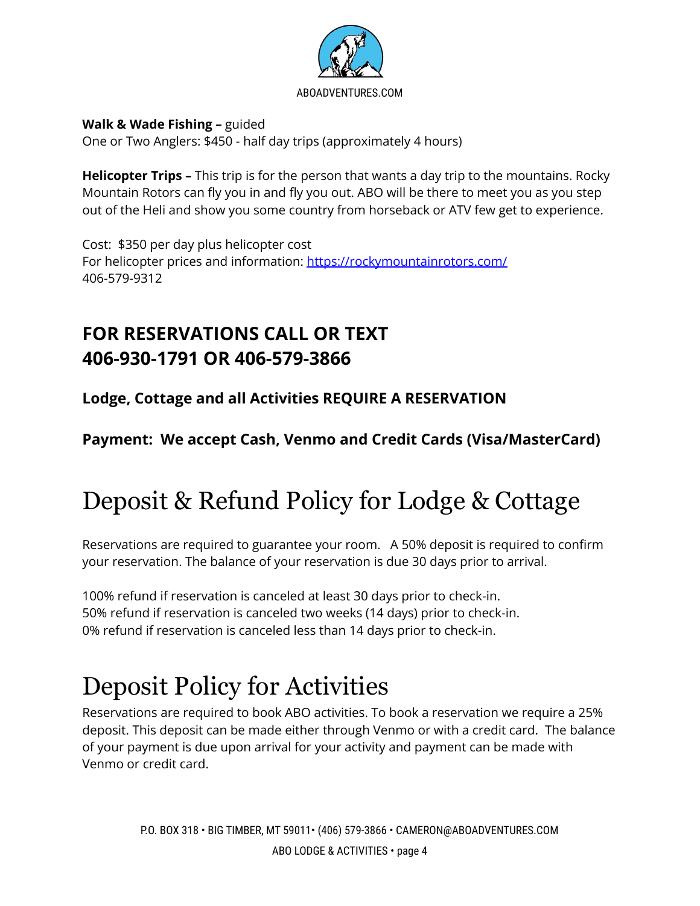**Walk & Wade Fishing –** guided
One or Two Anglers: $450 - half day trips (approximately 4 hours)

**Helicopter Trips –** This trip is for the person that wants a day trip to the mountains. Rocky Mountain Rotors can fly you in and fly you out. ABO will be there to meet you as you step out of the Heli and show you some country from horseback or ATV few get to experience.

Cost: $350 per day plus helicopter cost
For helicopter prices and information: [https://rockymountainrotors.com/](https://rockymountainrotors.com/)
406-579-9312

## FOR RESERVATIONS CALL OR TEXT 406-930-1791 OR 406-579-3866

**Lodge, Cottage and all Activities REQUIRE A RESERVATION**

**Payment: We accept Cash, Venmo and Credit Cards (Visa/MasterCard)**

# Deposit & Refund Policy for Lodge & Cottage

Reservations are required to guarantee your room. A 50% deposit is required to confirm your reservation. The balance of your reservation is due 30 days prior to arrival.

100% refund if reservation is canceled at least 30 days prior to check-in.
50% refund if reservation is canceled two weeks (14 days) prior to check-in.
0% refund if reservation is canceled less than 14 days prior to check-in.

# Deposit Policy for Activities

Reservations are required to book ABO activities. To book a reservation we require a 25% deposit. This deposit can be made either through Venmo or with a credit card. The balance of your payment is due upon arrival for your activity and payment can be made with Venmo or credit card.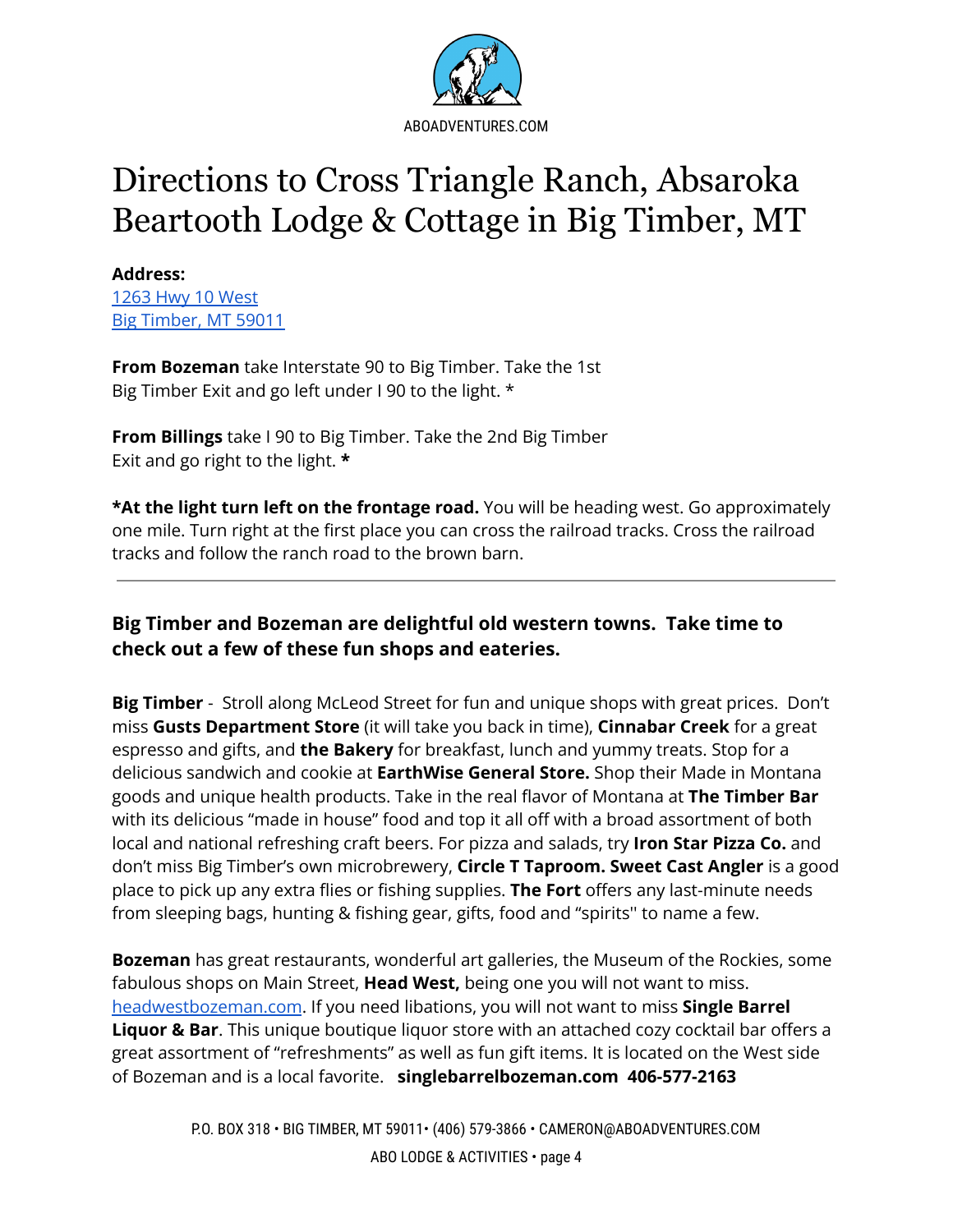ABOADVENTURES.COM

# Directions to Cross Triangle Ranch, Absaroka Beartooth Lodge & Cottage in Big Timber, MT

**Address:**
[1263 Hwy 10 West
Big Timber, MT 59011]

**From Bozeman** take Interstate 90 to Big Timber. Take the 1st Big Timber Exit and go left under I 90 to the light. *

**From Billings** take I 90 to Big Timber. Take the 2nd Big Timber Exit and go right to the light. *****

***At the light turn left on the frontage road.** You will be heading west. Go approximately one mile. Turn right at the first place you can cross the railroad tracks. Cross the railroad tracks and follow the ranch road to the brown barn.

---

### Big Timber and Bozeman are delightful old western towns. Take time to check out a few of these fun shops and eateries.

**Big Timber** - Stroll along McLeod Street for fun and unique shops with great prices. Don't miss **Gusts Department Store** (it will take you back in time), **Cinnabar Creek** for a great espresso and gifts, and **the Bakery** for breakfast, lunch and yummy treats. Stop for a delicious sandwich and cookie at **EarthWise General Store.** Shop their Made in Montana goods and unique health products. Take in the real flavor of Montana at **The Timber Bar** with its delicious "made in house" food and top it all off with a broad assortment of both local and national refreshing craft beers. For pizza and salads, try **Iron Star Pizza Co.** and don't miss Big Timber's own microbrewery, **Circle T Taproom. Sweet Cast Angler** is a good place to pick up any extra flies or fishing supplies. **The Fort** offers any last-minute needs from sleeping bags, hunting & fishing gear, gifts, food and "spirits'' to name a few.

**Bozeman** has great restaurants, wonderful art galleries, the Museum of the Rockies, some fabulous shops on Main Street, **Head West,** being one you will not want to miss. headwestbozeman.com. If you need libations, you will not want to miss **Single Barrel Liquor & Bar**. This unique boutique liquor store with an attached cozy cocktail bar offers a great assortment of "refreshments" as well as fun gift items. It is located on the West side of Bozeman and is a local favorite. **singlebarrelbozeman.com 406-577-2163**

P.O. BOX 318 • BIG TIMBER, MT 59011• (406) 579-3866 • CAMERON@ABOADVENTURES.COM